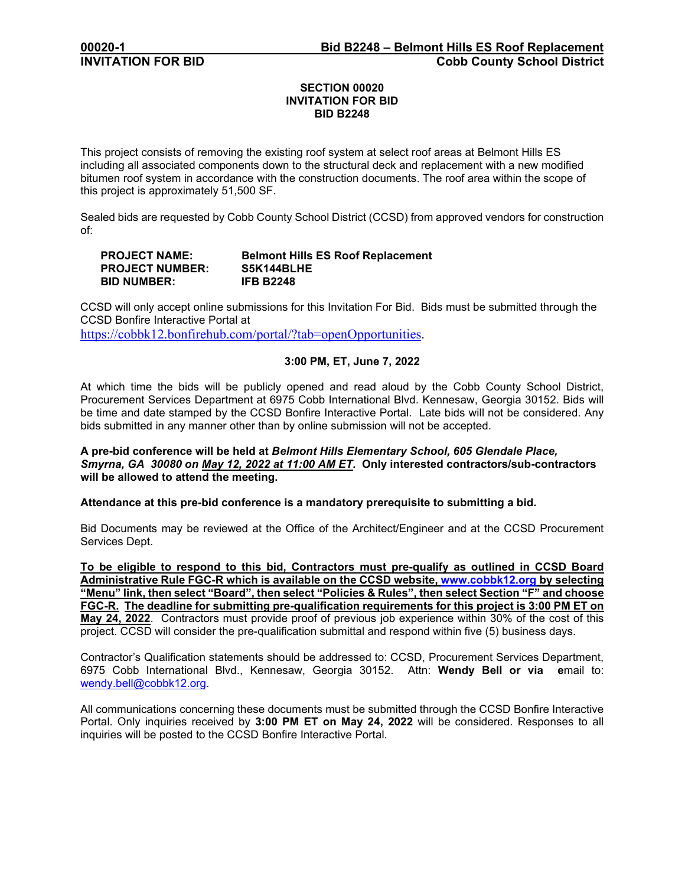# SECTION 00020
# INVITATION FOR BID
# BID B2248

This project consists of removing the existing roof system at select roof areas at Belmont Hills ES including all associated components down to the structural deck and replacement with a new modified bitumen roof system in accordance with the construction documents. The roof area within the scope of this project is approximately 51,500 SF.

Sealed bids are requested by Cobb County School District (CCSD) from approved vendors for construction of:

| | |
|---|---|
| **PROJECT NAME:** | **Belmont Hills ES Roof Replacement** |
| **PROJECT NUMBER:** | **S5K144BLHE** |
| **BID NUMBER:** | **IFB B2248** |

CCSD will only accept online submissions for this Invitation For Bid. Bids must be submitted through the CCSD Bonfire Interactive Portal at https://cobbk12.bonfirehub.com/portal/?tab=openOpportunities.

**3:00 PM, ET, June 7, 2022**

At which time the bids will be publicly opened and read aloud by the Cobb County School District, Procurement Services Department at 6975 Cobb International Blvd. Kennesaw, Georgia 30152. Bids will be time and date stamped by the CCSD Bonfire Interactive Portal. Late bids will not be considered. Any bids submitted in any manner other than by online submission will not be accepted.

**A pre-bid conference will be held at *Belmont Hills Elementary School, 605 Glendale Place, Smyrna, GA 30080 on May 12, 2022 at 11:00 AM ET*. Only interested contractors/sub-contractors will be allowed to attend the meeting.**

**Attendance at this pre-bid conference is a mandatory prerequisite to submitting a bid.**

Bid Documents may be reviewed at the Office of the Architect/Engineer and at the CCSD Procurement Services Dept.

**To be eligible to respond to this bid, Contractors must pre-qualify as outlined in CCSD Board Administrative Rule FGC-R which is available on the CCSD website, www.cobbk12.org by selecting "Menu" link, then select "Board", then select "Policies & Rules", then select Section "F" and choose FGC-R. The deadline for submitting pre-qualification requirements for this project is 3:00 PM ET on May 24, 2022**. Contractors must provide proof of previous job experience within 30% of the cost of this project. CCSD will consider the pre-qualification submittal and respond within five (5) business days.

Contractor's Qualification statements should be addressed to: CCSD, Procurement Services Department, 6975 Cobb International Blvd., Kennesaw, Georgia 30152. Attn: **Wendy Bell or via e**mail to: wendy.bell@cobbk12.org.

All communications concerning these documents must be submitted through the CCSD Bonfire Interactive Portal. Only inquiries received by **3:00 PM ET on May 24, 2022** will be considered. Responses to all inquiries will be posted to the CCSD Bonfire Interactive Portal.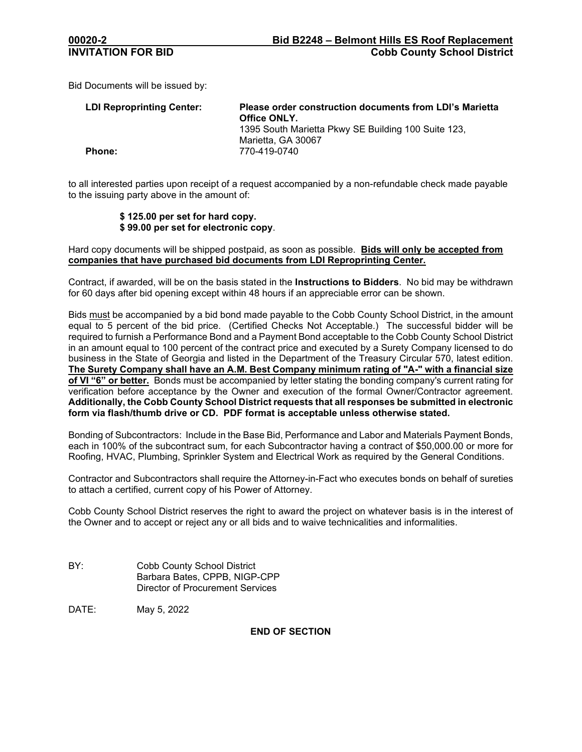Bid Documents will be issued by:

| | |
|---|---|
| **LDI Reproprinting Center:** | **Please order construction documents from LDI's Marietta Office ONLY.** 1395 South Marietta Pkwy SE Building 100 Suite 123, Marietta, GA 30067 |
| **Phone:** | 770-419-0740 |

to all interested parties upon receipt of a request accompanied by a non-refundable check made payable to the issuing party above in the amount of:

**$ 125.00 per set for hard copy.**
**$ 99.00 per set for electronic copy**.

Hard copy documents will be shipped postpaid, as soon as possible. **Bids will only be accepted from companies that have purchased bid documents from LDI Reproprinting Center.**

Contract, if awarded, will be on the basis stated in the **Instructions to Bidders**. No bid may be withdrawn for 60 days after bid opening except within 48 hours if an appreciable error can be shown.

Bids must be accompanied by a bid bond made payable to the Cobb County School District, in the amount equal to 5 percent of the bid price. (Certified Checks Not Acceptable.) The successful bidder will be required to furnish a Performance Bond and a Payment Bond acceptable to the Cobb County School District in an amount equal to 100 percent of the contract price and executed by a Surety Company licensed to do business in the State of Georgia and listed in the Department of the Treasury Circular 570, latest edition. **The Surety Company shall have an A.M. Best Company minimum rating of "A-" with a financial size of VI "6" or better.** Bonds must be accompanied by letter stating the bonding company's current rating for verification before acceptance by the Owner and execution of the formal Owner/Contractor agreement. **Additionally, the Cobb County School District requests that all responses be submitted in electronic form via flash/thumb drive or CD. PDF format is acceptable unless otherwise stated.**

Bonding of Subcontractors: Include in the Base Bid, Performance and Labor and Materials Payment Bonds, each in 100% of the subcontract sum, for each Subcontractor having a contract of $50,000.00 or more for Roofing, HVAC, Plumbing, Sprinkler System and Electrical Work as required by the General Conditions.

Contractor and Subcontractors shall require the Attorney-in-Fact who executes bonds on behalf of sureties to attach a certified, current copy of his Power of Attorney.

Cobb County School District reserves the right to award the project on whatever basis is in the interest of the Owner and to accept or reject any or all bids and to waive technicalities and informalities.

BY: Cobb County School District
Barbara Bates, CPPB, NIGP-CPP
Director of Procurement Services

DATE: May 5, 2022

**END OF SECTION**